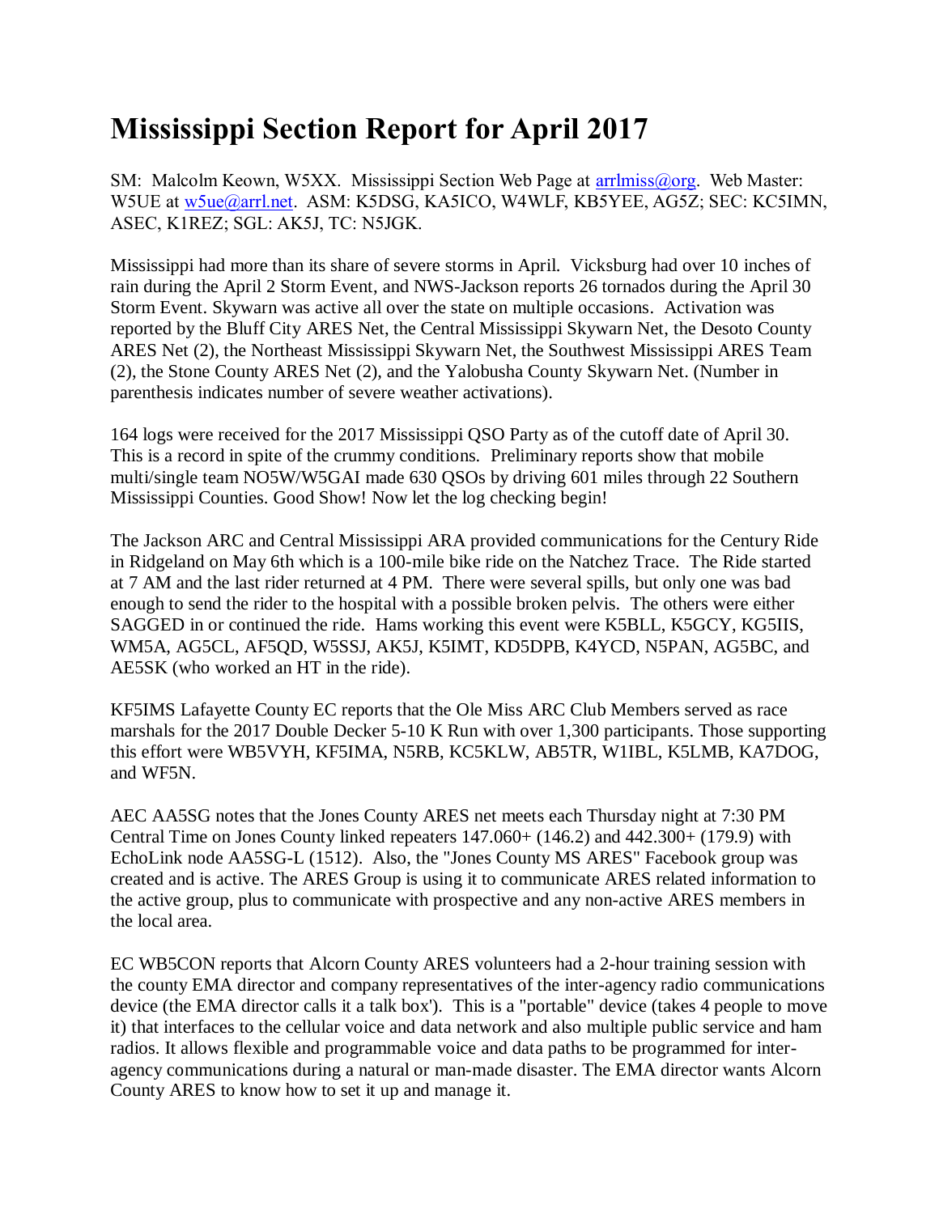# Mississippi Section Report for April 2017

SM: Malcolm Keown, W5XX. Mississippi Section Web Page at arrlmiss@org. Web Master: W5UE at w5ue@arrl.net. ASM: K5DSG, KA5ICO, W4WLF, KB5YEE, AG5Z; SEC: KC5IMN, ASEC, K1REZ; SGL: AK5J, TC: N5JGK.

Mississippi had more than its share of severe storms in April. Vicksburg had over 10 inches of rain during the April 2 Storm Event, and NWS-Jackson reports 26 tornados during the April 30 Storm Event. Skywarn was active all over the state on multiple occasions. Activation was reported by the Bluff City ARES Net, the Central Mississippi Skywarn Net, the Desoto County ARES Net (2), the Northeast Mississippi Skywarn Net, the Southwest Mississippi ARES Team (2), the Stone County ARES Net (2), and the Yalobusha County Skywarn Net. (Number in parenthesis indicates number of severe weather activations).

164 logs were received for the 2017 Mississippi QSO Party as of the cutoff date of April 30. This is a record in spite of the crummy conditions. Preliminary reports show that mobile multi/single team NO5W/W5GAI made 630 QSOs by driving 601 miles through 22 Southern Mississippi Counties. Good Show! Now let the log checking begin!

The Jackson ARC and Central Mississippi ARA provided communications for the Century Ride in Ridgeland on May 6th which is a 100-mile bike ride on the Natchez Trace. The Ride started at 7 AM and the last rider returned at 4 PM. There were several spills, but only one was bad enough to send the rider to the hospital with a possible broken pelvis. The others were either SAGGED in or continued the ride. Hams working this event were K5BLL, K5GCY, KG5IIS, WM5A, AG5CL, AF5QD, W5SSJ, AK5J, K5IMT, KD5DPB, K4YCD, N5PAN, AG5BC, and AE5SK (who worked an HT in the ride).

KF5IMS Lafayette County EC reports that the Ole Miss ARC Club Members served as race marshals for the 2017 Double Decker 5-10 K Run with over 1,300 participants. Those supporting this effort were WB5VYH, KF5IMA, N5RB, KC5KLW, AB5TR, W1IBL, K5LMB, KA7DOG, and WF5N.

AEC AA5SG notes that the Jones County ARES net meets each Thursday night at 7:30 PM Central Time on Jones County linked repeaters 147.060+ (146.2) and 442.300+ (179.9) with EchoLink node AA5SG-L (1512). Also, the "Jones County MS ARES" Facebook group was created and is active. The ARES Group is using it to communicate ARES related information to the active group, plus to communicate with prospective and any non-active ARES members in the local area.

EC WB5CON reports that Alcorn County ARES volunteers had a 2-hour training session with the county EMA director and company representatives of the inter-agency radio communications device (the EMA director calls it a talk box'). This is a "portable" device (takes 4 people to move it) that interfaces to the cellular voice and data network and also multiple public service and ham radios. It allows flexible and programmable voice and data paths to be programmed for inter-agency communications during a natural or man-made disaster. The EMA director wants Alcorn County ARES to know how to set it up and manage it.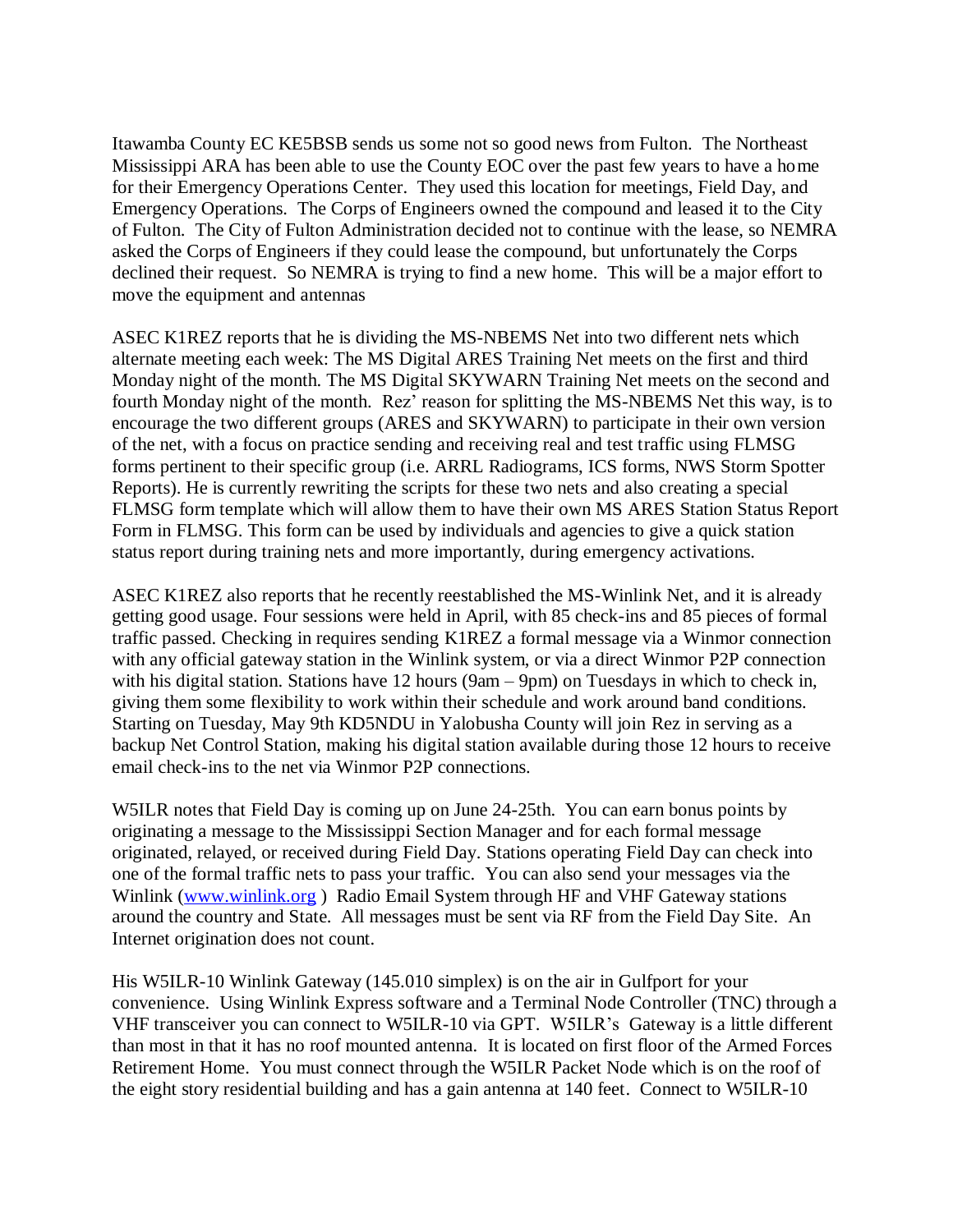Itawamba County EC KE5BSB sends us some not so good news from Fulton. The Northeast Mississippi ARA has been able to use the County EOC over the past few years to have a home for their Emergency Operations Center. They used this location for meetings, Field Day, and Emergency Operations. The Corps of Engineers owned the compound and leased it to the City of Fulton. The City of Fulton Administration decided not to continue with the lease, so NEMRA asked the Corps of Engineers if they could lease the compound, but unfortunately the Corps declined their request. So NEMRA is trying to find a new home. This will be a major effort to move the equipment and antennas

ASEC K1REZ reports that he is dividing the MS-NBEMS Net into two different nets which alternate meeting each week: The MS Digital ARES Training Net meets on the first and third Monday night of the month. The MS Digital SKYWARN Training Net meets on the second and fourth Monday night of the month. Rez' reason for splitting the MS-NBEMS Net this way, is to encourage the two different groups (ARES and SKYWARN) to participate in their own version of the net, with a focus on practice sending and receiving real and test traffic using FLMSG forms pertinent to their specific group (i.e. ARRL Radiograms, ICS forms, NWS Storm Spotter Reports). He is currently rewriting the scripts for these two nets and also creating a special FLMSG form template which will allow them to have their own MS ARES Station Status Report Form in FLMSG. This form can be used by individuals and agencies to give a quick station status report during training nets and more importantly, during emergency activations.

ASEC K1REZ also reports that he recently reestablished the MS-Winlink Net, and it is already getting good usage. Four sessions were held in April, with 85 check-ins and 85 pieces of formal traffic passed. Checking in requires sending K1REZ a formal message via a Winmor connection with any official gateway station in the Winlink system, or via a direct Winmor P2P connection with his digital station. Stations have 12 hours (9am – 9pm) on Tuesdays in which to check in, giving them some flexibility to work within their schedule and work around band conditions. Starting on Tuesday, May 9th KD5NDU in Yalobusha County will join Rez in serving as a backup Net Control Station, making his digital station available during those 12 hours to receive email check-ins to the net via Winmor P2P connections.

W5ILR notes that Field Day is coming up on June 24-25th. You can earn bonus points by originating a message to the Mississippi Section Manager and for each formal message originated, relayed, or received during Field Day. Stations operating Field Day can check into one of the formal traffic nets to pass your traffic. You can also send your messages via the Winlink ([www.winlink.org](http://www.winlink.org) ) Radio Email System through HF and VHF Gateway stations around the country and State. All messages must be sent via RF from the Field Day Site. An Internet origination does not count.

His W5ILR-10 Winlink Gateway (145.010 simplex) is on the air in Gulfport for your convenience. Using Winlink Express software and a Terminal Node Controller (TNC) through a VHF transceiver you can connect to W5ILR-10 via GPT. W5ILR's Gateway is a little different than most in that it has no roof mounted antenna. It is located on first floor of the Armed Forces Retirement Home. You must connect through the W5ILR Packet Node which is on the roof of the eight story residential building and has a gain antenna at 140 feet. Connect to W5ILR-10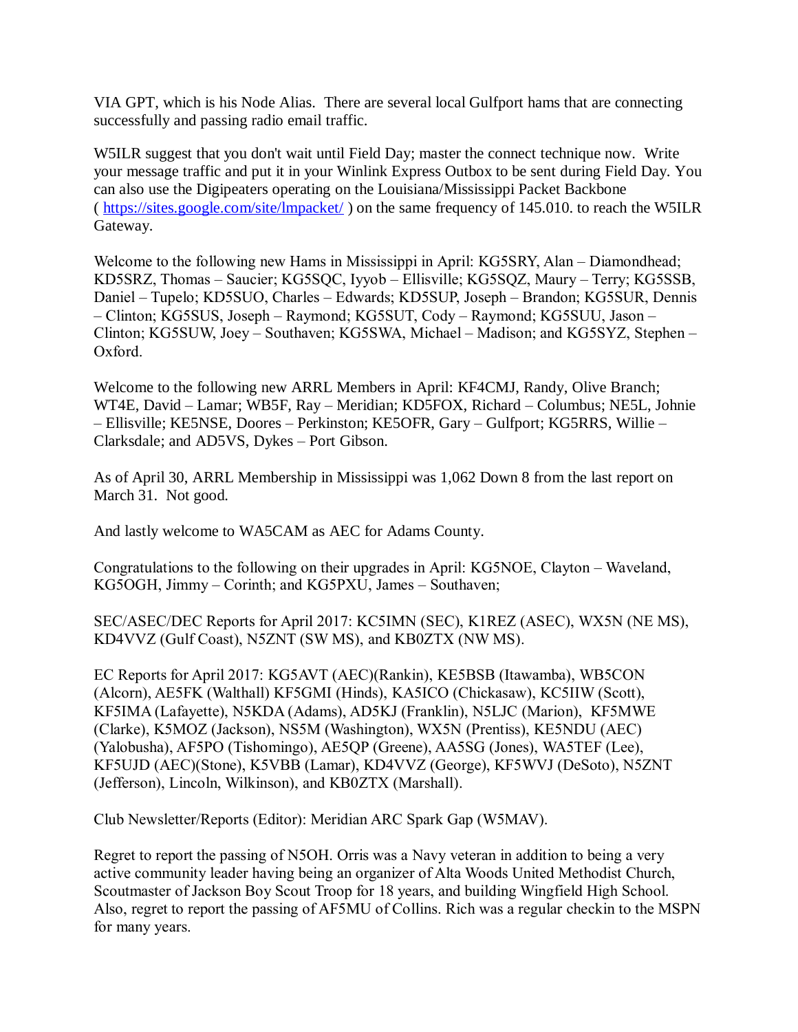VIA GPT, which is his Node Alias. There are several local Gulfport hams that are connecting successfully and passing radio email traffic.

W5ILR suggest that you don't wait until Field Day; master the connect technique now. Write your message traffic and put it in your Winlink Express Outbox to be sent during Field Day. You can also use the Digipeaters operating on the Louisiana/Mississippi Packet Backbone ( https://sites.google.com/site/lmpacket/ ) on the same frequency of 145.010. to reach the W5ILR Gateway.

Welcome to the following new Hams in Mississippi in April: KG5SRY, Alan – Diamondhead; KD5SRZ, Thomas – Saucier; KG5SQC, Iyyob – Ellisville; KG5SQZ, Maury – Terry; KG5SSB, Daniel – Tupelo; KD5SUO, Charles – Edwards; KD5SUP, Joseph – Brandon; KG5SUR, Dennis – Clinton; KG5SUS, Joseph – Raymond; KG5SUT, Cody – Raymond; KG5SUU, Jason – Clinton; KG5SUW, Joey – Southaven; KG5SWA, Michael – Madison; and KG5SYZ, Stephen – Oxford.

Welcome to the following new ARRL Members in April: KF4CMJ, Randy, Olive Branch; WT4E, David – Lamar; WB5F, Ray – Meridian; KD5FOX, Richard – Columbus; NE5L, Johnie – Ellisville; KE5NSE, Doores – Perkinston; KE5OFR, Gary – Gulfport; KG5RRS, Willie – Clarksdale; and AD5VS, Dykes – Port Gibson.

As of April 30, ARRL Membership in Mississippi was 1,062 Down 8 from the last report on March 31. Not good.

And lastly welcome to WA5CAM as AEC for Adams County.

Congratulations to the following on their upgrades in April: KG5NOE, Clayton – Waveland, KG5OGH, Jimmy – Corinth; and KG5PXU, James – Southaven;

SEC/ASEC/DEC Reports for April 2017: KC5IMN (SEC), K1REZ (ASEC), WX5N (NE MS), KD4VVZ (Gulf Coast), N5ZNT (SW MS), and KB0ZTX (NW MS).

EC Reports for April 2017: KG5AVT (AEC)(Rankin), KE5BSB (Itawamba), WB5CON (Alcorn), AE5FK (Walthall) KF5GMI (Hinds), KA5ICO (Chickasaw), KC5IIW (Scott), KF5IMA (Lafayette), N5KDA (Adams), AD5KJ (Franklin), N5LJC (Marion), KF5MWE (Clarke), K5MOZ (Jackson), NS5M (Washington), WX5N (Prentiss), KE5NDU (AEC) (Yalobusha), AF5PO (Tishomingo), AE5QP (Greene), AA5SG (Jones), WA5TEF (Lee), KF5UJD (AEC)(Stone), K5VBB (Lamar), KD4VVZ (George), KF5WVJ (DeSoto), N5ZNT (Jefferson), Lincoln, Wilkinson), and KB0ZTX (Marshall).

Club Newsletter/Reports (Editor): Meridian ARC Spark Gap (W5MAV).

Regret to report the passing of N5OH. Orris was a Navy veteran in addition to being a very active community leader having being an organizer of Alta Woods United Methodist Church, Scoutmaster of Jackson Boy Scout Troop for 18 years, and building Wingfield High School. Also, regret to report the passing of AF5MU of Collins. Rich was a regular checkin to the MSPN for many years.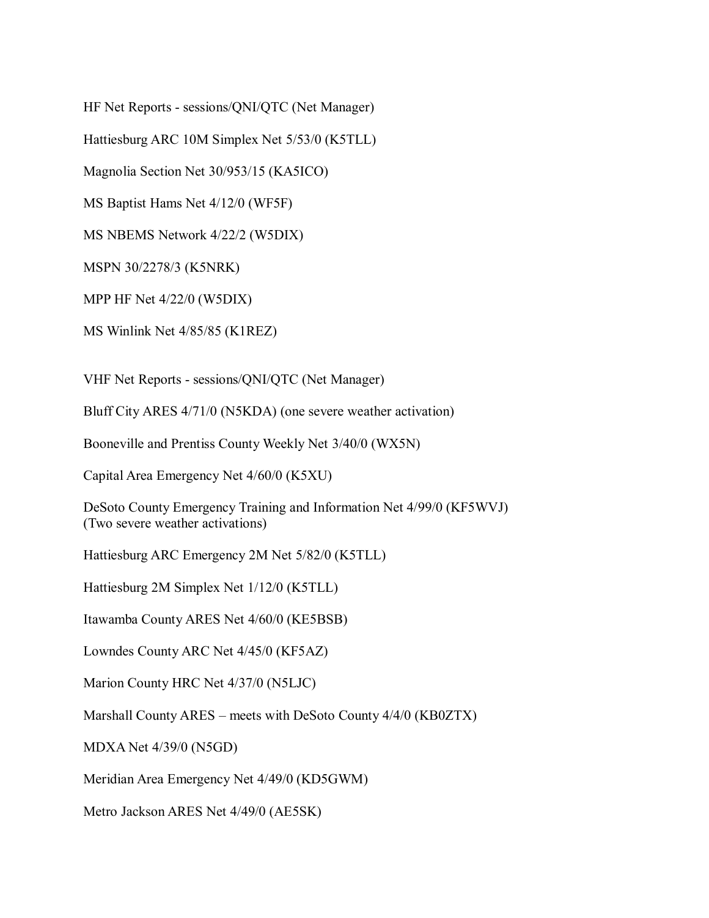HF Net Reports - sessions/QNI/QTC (Net Manager)

Hattiesburg ARC 10M Simplex Net 5/53/0 (K5TLL)

Magnolia Section Net 30/953/15 (KA5ICO)

MS Baptist Hams Net 4/12/0 (WF5F)

MS NBEMS Network 4/22/2 (W5DIX)

MSPN 30/2278/3 (K5NRK)

MPP HF Net 4/22/0 (W5DIX)

MS Winlink Net 4/85/85 (K1REZ)

VHF Net Reports - sessions/QNI/QTC (Net Manager)

Bluff City ARES 4/71/0 (N5KDA) (one severe weather activation)

Booneville and Prentiss County Weekly Net 3/40/0 (WX5N)

Capital Area Emergency Net 4/60/0 (K5XU)

DeSoto County Emergency Training and Information Net 4/99/0 (KF5WVJ) (Two severe weather activations)

Hattiesburg ARC Emergency 2M Net 5/82/0 (K5TLL)

Hattiesburg 2M Simplex Net 1/12/0 (K5TLL)

Itawamba County ARES Net 4/60/0 (KE5BSB)

Lowndes County ARC Net 4/45/0 (KF5AZ)

Marion County HRC Net 4/37/0 (N5LJC)

Marshall County ARES – meets with DeSoto County 4/4/0 (KB0ZTX)

MDXA Net 4/39/0 (N5GD)

Meridian Area Emergency Net 4/49/0 (KD5GWM)

Metro Jackson ARES Net 4/49/0 (AE5SK)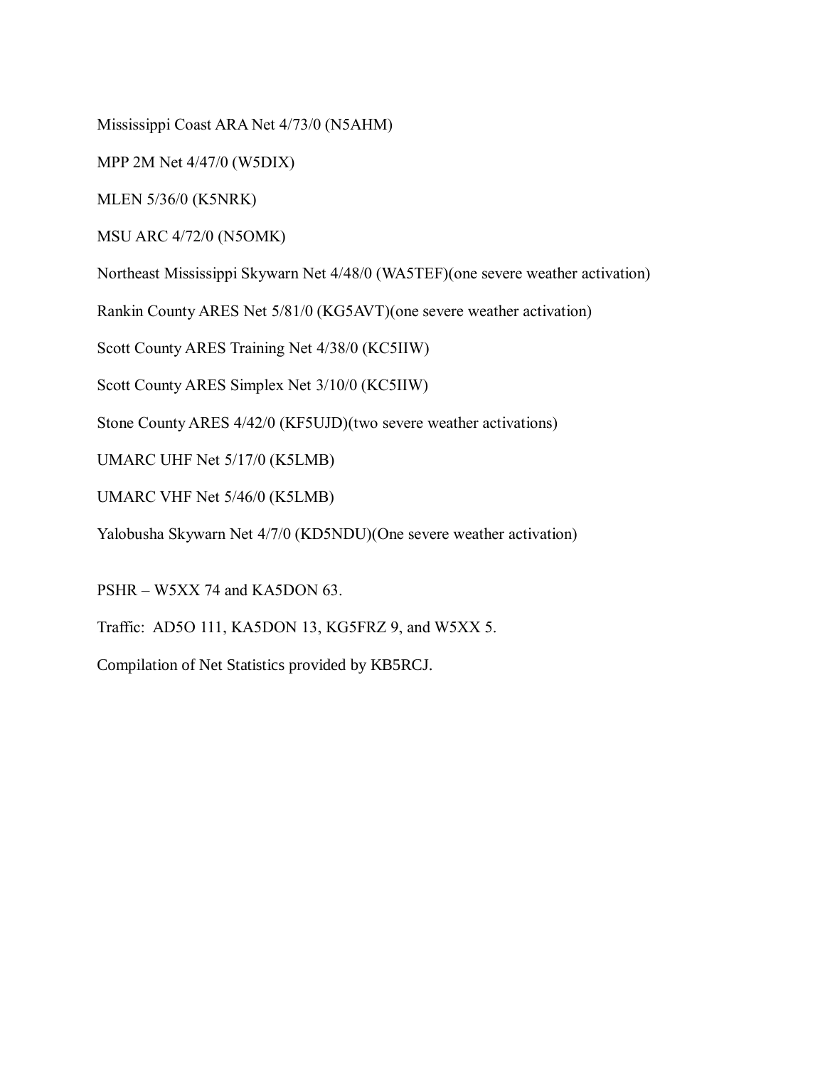Mississippi Coast ARA Net 4/73/0 (N5AHM)

MPP 2M Net 4/47/0 (W5DIX)

MLEN 5/36/0 (K5NRK)

MSU ARC 4/72/0 (N5OMK)

Northeast Mississippi Skywarn Net 4/48/0 (WA5TEF)(one severe weather activation)

Rankin County ARES Net 5/81/0 (KG5AVT)(one severe weather activation)

Scott County ARES Training Net 4/38/0 (KC5IIW)

Scott County ARES Simplex Net 3/10/0 (KC5IIW)

Stone County ARES 4/42/0 (KF5UJD)(two severe weather activations)

UMARC UHF Net 5/17/0 (K5LMB)

UMARC VHF Net 5/46/0 (K5LMB)

Yalobusha Skywarn Net 4/7/0 (KD5NDU)(One severe weather activation)

PSHR – W5XX 74 and KA5DON 63.

Traffic: AD5O 111, KA5DON 13, KG5FRZ 9, and W5XX 5.

Compilation of Net Statistics provided by KB5RCJ.